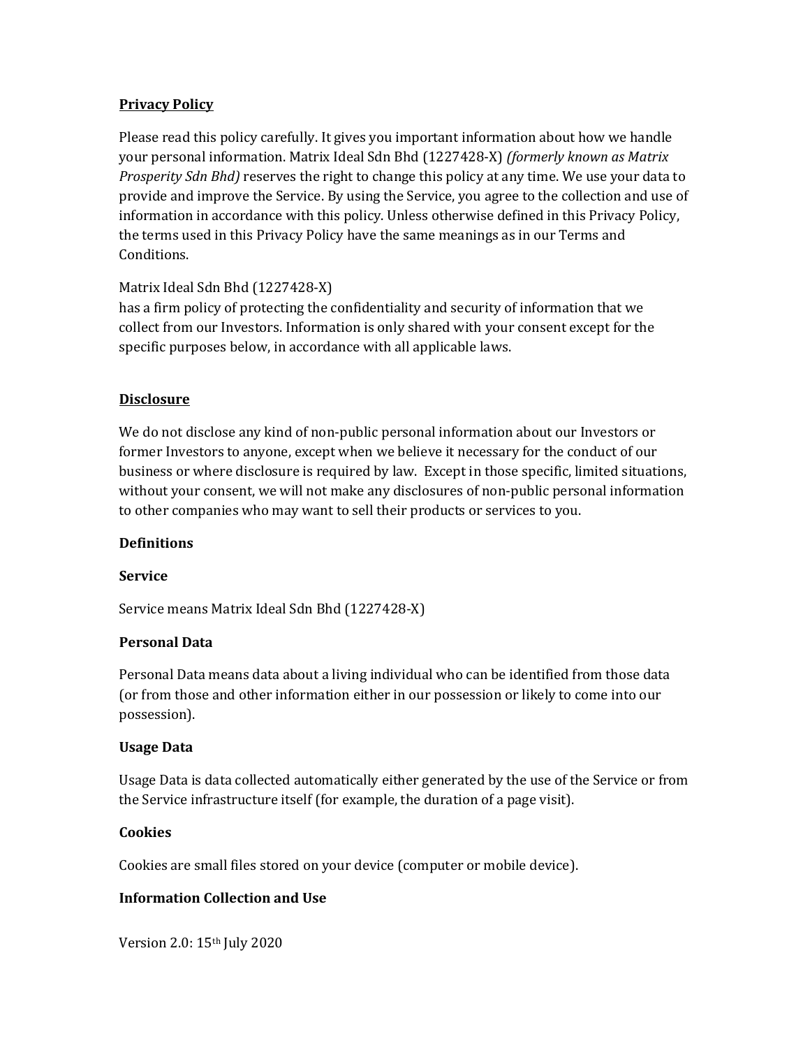**Privacy Policy**

Please read this policy carefully. It gives you important information about how we handle your personal information. Matrix Ideal Sdn Bhd (1227428-X) *(formerly known as Matrix Prosperity Sdn Bhd)* reserves the right to change this policy at any time. We use your data to provide and improve the Service. By using the Service, you agree to the collection and use of information in accordance with this policy. Unless otherwise defined in this Privacy Policy, the terms used in this Privacy Policy have the same meanings as in our Terms and Conditions.

Matrix Ideal Sdn Bhd (1227428-X)
has a firm policy of protecting the confidentiality and security of information that we collect from our Investors. Information is only shared with your consent except for the specific purposes below, in accordance with all applicable laws.

**Disclosure**

We do not disclose any kind of non-public personal information about our Investors or former Investors to anyone, except when we believe it necessary for the conduct of our business or where disclosure is required by law. Except in those specific, limited situations, without your consent, we will not make any disclosures of non-public personal information to other companies who may want to sell their products or services to you.

**Definitions**

**Service**

Service means Matrix Ideal Sdn Bhd (1227428-X)

**Personal Data**

Personal Data means data about a living individual who can be identified from those data (or from those and other information either in our possession or likely to come into our possession).

**Usage Data**

Usage Data is data collected automatically either generated by the use of the Service or from the Service infrastructure itself (for example, the duration of a page visit).

**Cookies**

Cookies are small files stored on your device (computer or mobile device).

**Information Collection and Use**

Version 2.0: 15th July 2020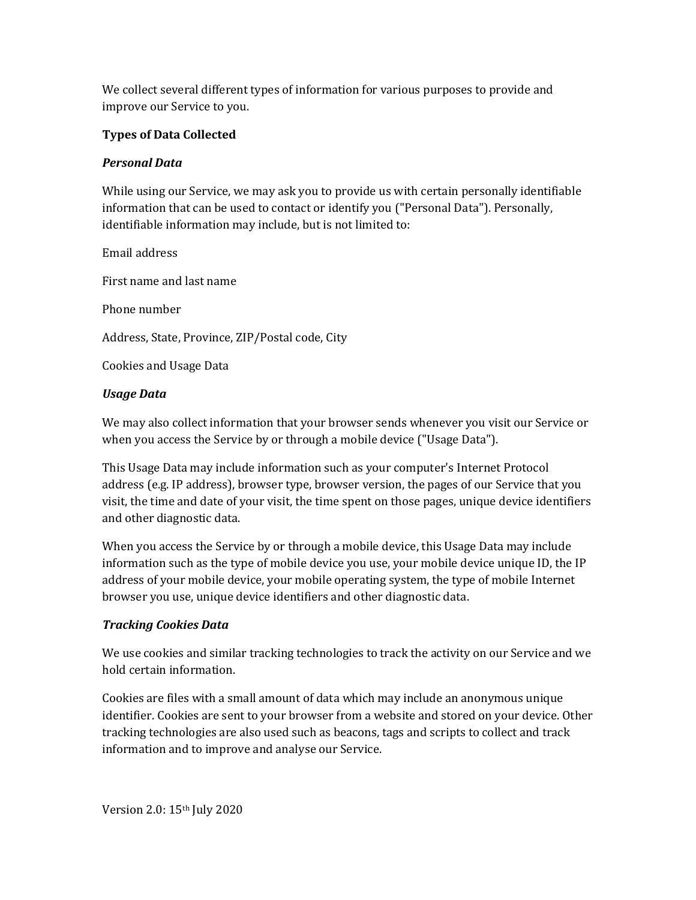We collect several different types of information for various purposes to provide and improve our Service to you.

**Types of Data Collected**

***Personal Data***

While using our Service, we may ask you to provide us with certain personally identifiable information that can be used to contact or identify you ("Personal Data"). Personally, identifiable information may include, but is not limited to:

Email address

First name and last name

Phone number

Address, State, Province, ZIP/Postal code, City

Cookies and Usage Data

***Usage Data***

We may also collect information that your browser sends whenever you visit our Service or when you access the Service by or through a mobile device ("Usage Data").

This Usage Data may include information such as your computer's Internet Protocol address (e.g. IP address), browser type, browser version, the pages of our Service that you visit, the time and date of your visit, the time spent on those pages, unique device identifiers and other diagnostic data.

When you access the Service by or through a mobile device, this Usage Data may include information such as the type of mobile device you use, your mobile device unique ID, the IP address of your mobile device, your mobile operating system, the type of mobile Internet browser you use, unique device identifiers and other diagnostic data.

***Tracking Cookies Data***

We use cookies and similar tracking technologies to track the activity on our Service and we hold certain information.

Cookies are files with a small amount of data which may include an anonymous unique identifier. Cookies are sent to your browser from a website and stored on your device. Other tracking technologies are also used such as beacons, tags and scripts to collect and track information and to improve and analyse our Service.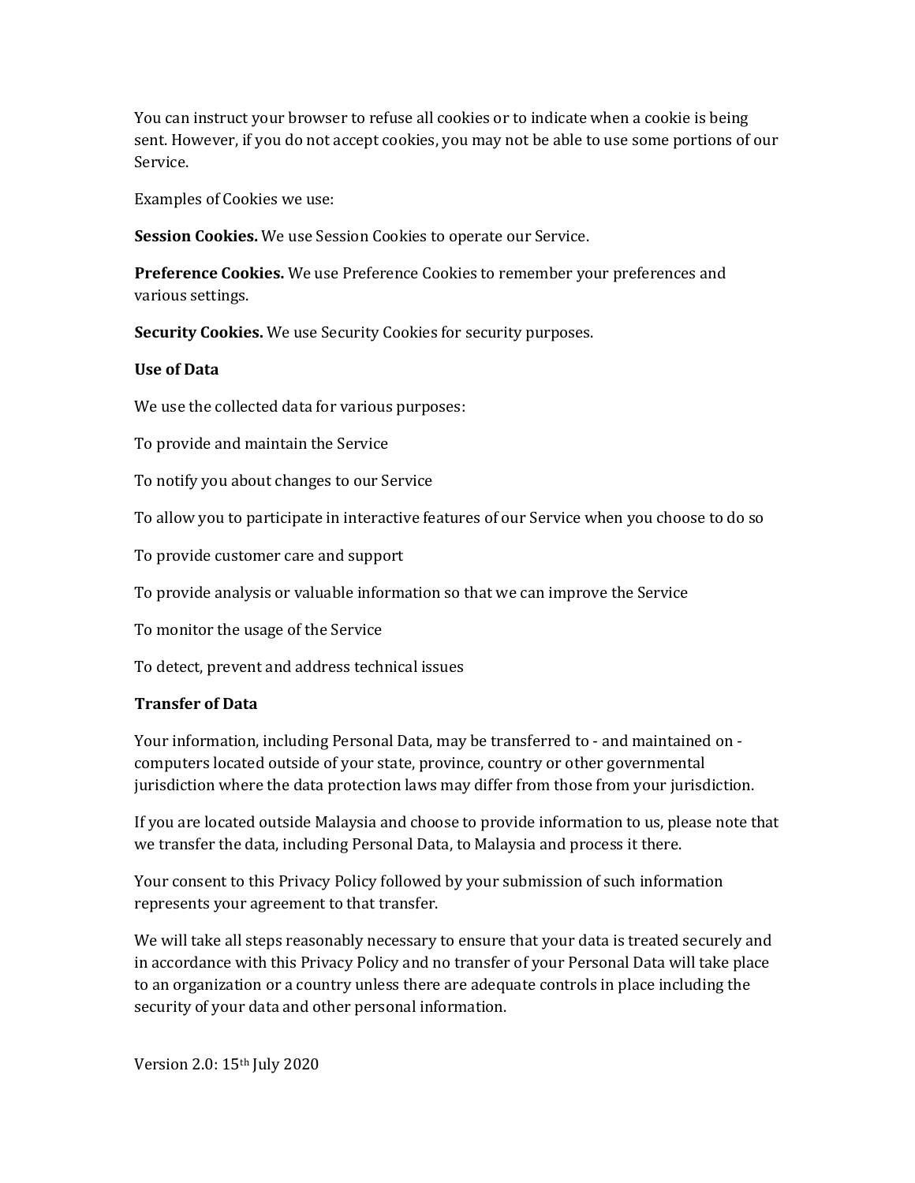You can instruct your browser to refuse all cookies or to indicate when a cookie is being sent. However, if you do not accept cookies, you may not be able to use some portions of our Service.

Examples of Cookies we use:

**Session Cookies.** We use Session Cookies to operate our Service.

**Preference Cookies.** We use Preference Cookies to remember your preferences and various settings.

**Security Cookies.** We use Security Cookies for security purposes.

**Use of Data**

We use the collected data for various purposes:

To provide and maintain the Service

To notify you about changes to our Service

To allow you to participate in interactive features of our Service when you choose to do so

To provide customer care and support

To provide analysis or valuable information so that we can improve the Service

To monitor the usage of the Service

To detect, prevent and address technical issues

**Transfer of Data**

Your information, including Personal Data, may be transferred to - and maintained on - computers located outside of your state, province, country or other governmental jurisdiction where the data protection laws may differ from those from your jurisdiction.

If you are located outside Malaysia and choose to provide information to us, please note that we transfer the data, including Personal Data, to Malaysia and process it there.

Your consent to this Privacy Policy followed by your submission of such information represents your agreement to that transfer.

We will take all steps reasonably necessary to ensure that your data is treated securely and in accordance with this Privacy Policy and no transfer of your Personal Data will take place to an organization or a country unless there are adequate controls in place including the security of your data and other personal information.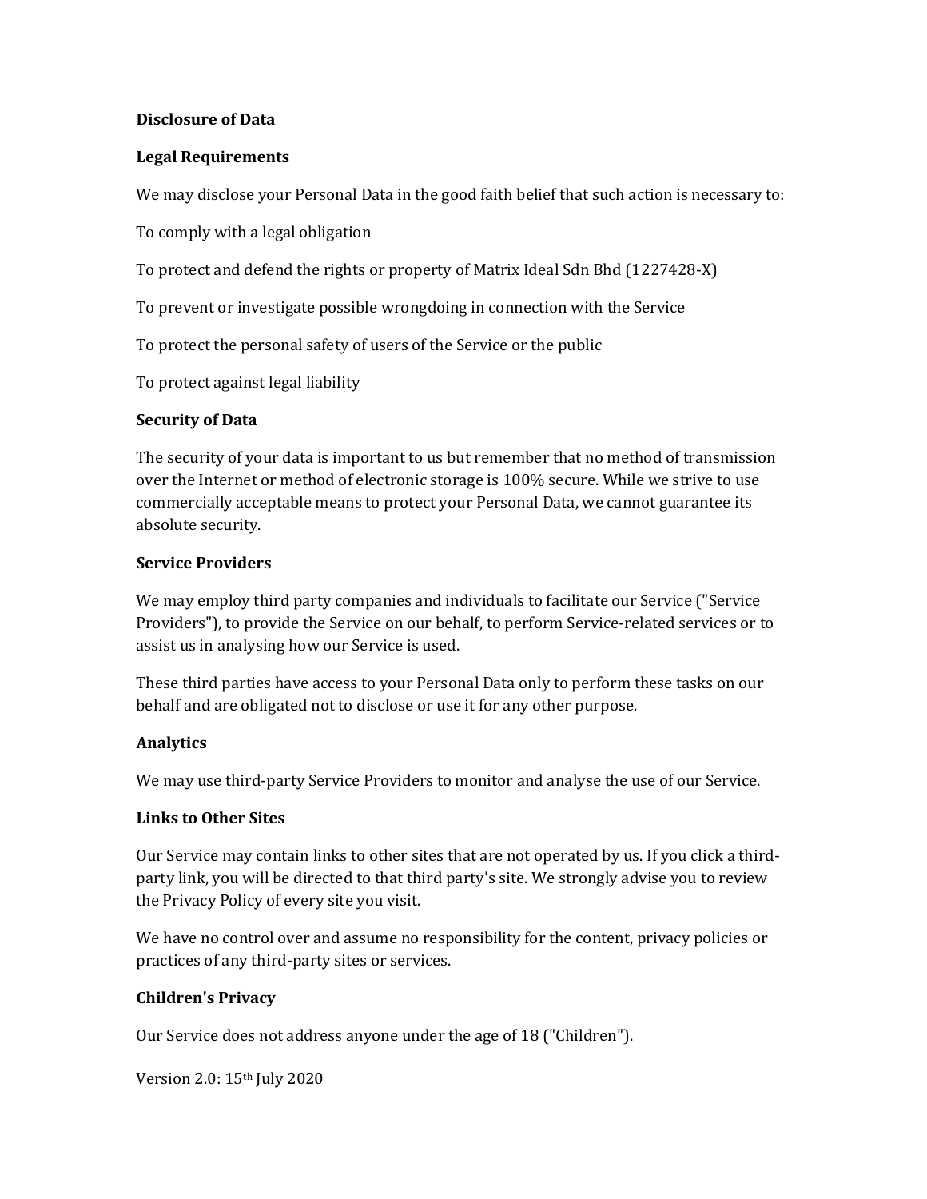**Disclosure of Data**

**Legal Requirements**

We may disclose your Personal Data in the good faith belief that such action is necessary to:

To comply with a legal obligation

To protect and defend the rights or property of Matrix Ideal Sdn Bhd (1227428-X)

To prevent or investigate possible wrongdoing in connection with the Service

To protect the personal safety of users of the Service or the public

To protect against legal liability

**Security of Data**

The security of your data is important to us but remember that no method of transmission over the Internet or method of electronic storage is 100% secure. While we strive to use commercially acceptable means to protect your Personal Data, we cannot guarantee its absolute security.

**Service Providers**

We may employ third party companies and individuals to facilitate our Service ("Service Providers"), to provide the Service on our behalf, to perform Service-related services or to assist us in analysing how our Service is used.

These third parties have access to your Personal Data only to perform these tasks on our behalf and are obligated not to disclose or use it for any other purpose.

**Analytics**

We may use third-party Service Providers to monitor and analyse the use of our Service.

**Links to Other Sites**

Our Service may contain links to other sites that are not operated by us. If you click a third-party link, you will be directed to that third party's site. We strongly advise you to review the Privacy Policy of every site you visit.

We have no control over and assume no responsibility for the content, privacy policies or practices of any third-party sites or services.

**Children's Privacy**

Our Service does not address anyone under the age of 18 ("Children").

Version 2.0: 15th July 2020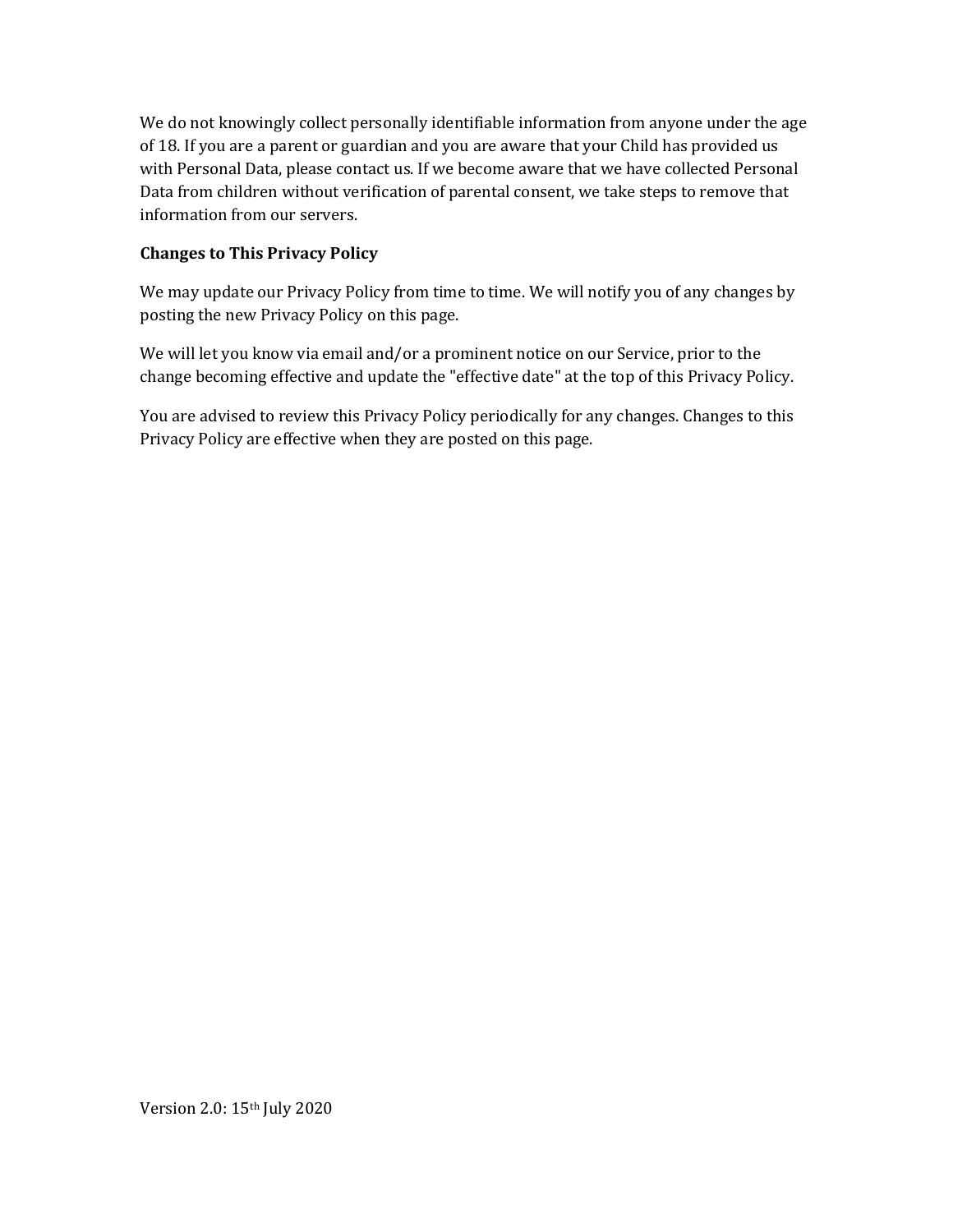We do not knowingly collect personally identifiable information from anyone under the age of 18. If you are a parent or guardian and you are aware that your Child has provided us with Personal Data, please contact us. If we become aware that we have collected Personal Data from children without verification of parental consent, we take steps to remove that information from our servers.

**Changes to This Privacy Policy**

We may update our Privacy Policy from time to time. We will notify you of any changes by posting the new Privacy Policy on this page.

We will let you know via email and/or a prominent notice on our Service, prior to the change becoming effective and update the "effective date" at the top of this Privacy Policy.

You are advised to review this Privacy Policy periodically for any changes. Changes to this Privacy Policy are effective when they are posted on this page.

Version 2.0: 15th July 2020